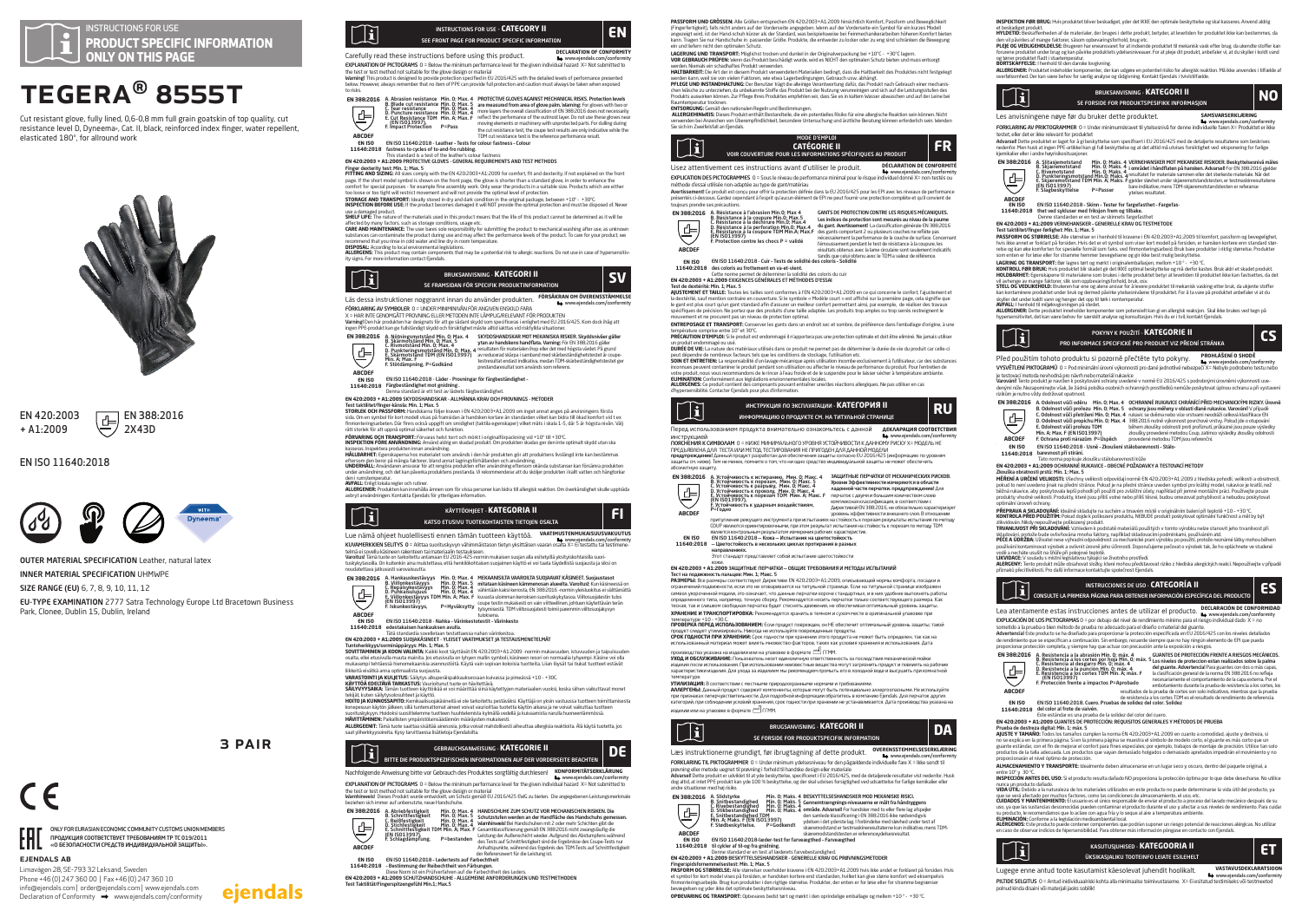INSTRUCTIONS FOR USE

**PRODUCT SPECIFIC INFORMATION ONLY ON THIS PAGE**

# TEGERA® 8555T

Cut resistant glove, fully lined, 0,6-0,8 mm full grain goatskin of top quality, cut resistance level D, Dyneema®, Cat. II, black, reinforced index finger, water repellent, elasticated 180°, for all round work

EN 420:2003 + A1:2009

EN 388:2016
2X43D

EN ISO 11640:2018

WITH Dyneema®

**OUTER MATERIAL SPECIFICATION** Leather, natural latex

**INNER MATERIAL SPECIFICATION** UHMWPE

**SIZE RANGE (EU)** 6, 7, 8, 9, 10, 11, 12

**EU-TYPE EXAMINATION** 2777 Satra Technology Europe Ltd Bracetown Business Park, Clonee, Dublin 15, Dublin, Ireland

3 PAIR

ONLY FOR EURASIAN ECONOMIC COMMUNITY CUSTOMS UNION MEMBERS
ПРОДУКЦИЯ СООТВЕТСТВУЕТ ТРЕБОВАНИЯМ ТР ТС 019/2011
«О БЕЗОПАСНОСТИ СРЕДСТВ ИНДИВИДУАЛЬНОЙ ЗАЩИТЫ».

**EJENDALS AB**
Limavägen 28, SE-793 32 Leksand, Sweden
Phone +46 (0) 247 360 00 | Fax +46 (0) 247 360 10
info@ejendals.com | order@ejendals.com | www.ejendals.com
Declaration of Conformity ➡ www.ejendals.com/conformity

ejendals

## INSTRUCTIONS FOR USE - CATEGORY II — EN

SEE FRONT PAGE FOR PRODUCT SPECIFIC INFORMATION

Carefully read these instructions before using this product.

**DECLARATION OF CONFORMITY** www.ejendals.com/conformity

**EXPLANATION OF PICTOGRAMS** 0 = Below the minimum performance level for the given individual hazard X= Not submitted to the test or test method not suitable for the glove design or material

**Warning!** This product is designed to provide protection specified in EU 2016/425 with the detailed levels of performance presented below. However, always remember that no item of PPE can provide full protection and caution must always be taken when exposed to risks.

**EN 388:2016**
A. Abrasion resistance Min. 0; Max. 4
B. Blade cut resistance Min. 0; Max. 5
C. Tear resistance Min. 0; Max. 4
D. Puncture resistance Min. 0; Max. 4
E. Cut Resistance TDM Min. A; Max. F (EN ISO13997)
F. Impact Protection P=Pass

**PROTECTIVE GLOVES AGAINST MECHANICAL RISKS. Protection levels are measured from palm area of glove palm. Warning:** For gloves with two or more layers the overall classification of EN 388:2016 does not necessarily reflect the performance of the outmost layer. Do not use these gloves near moving elements or machinery with unprotected parts. For dulling during the cut resistance test, the coupe test results are only indicative while the TDM cut resistance test is the reference performance result.

**EN ISO 11640:2018** EN ISO 11640:2018 - Leather - Tests for colour fastness - Colour fastness to cycles of to-and-fro rubbing
This standard is a test of the leather's colour fastness

**EN 420:2003 + A1:2009** PROTECTIVE GLOVES - GENERAL REQUIREMENTS AND TEST METHODS

**Finger dexterity test: Min. 1; Max. 5**

**FITTING AND SIZING:** All sizes comply with the EN 420:2003+A1:2009 for comfort, fit and dexterity, if not explained on the front page. If the short model symbol is shown on the front page, the glove is shorter than a standard glove, in order to enhance the comfort for special purposes - for example fine assembly work. Only wear the products in a suitable size. Products which are either too loose or too tight will restrict movement and will not provide the optimal level of protection.

**STORAGE AND TRANSPORT:** Ideally stored in dry and dark condition in the original package, between +10° - +30°C.

**INSPECTION BEFORE USE:** If the product becomes damaged it will NOT provide the optimal protection and must be disposed of. Never use a damaged product.

**SHELF LIFE:** The nature of the materials used in this product means that the life of this product cannot be determined as it will be affected by many factors, such as storage conditions, usage etc.

**CARE AND MAINTENANCE:** The user bears sole responsibility for submitting the product to mechanical washing after use, as unknown substances can contaminate the product during use and may affect the performance levels of the product. To care for your product, we recommend that you rinse in cold water and line dry in room temperature.

**DISPOSAL:** According to local environmental legislations.

**ALLERGENS:** This product may contain components that may be a potential risk to allergic reactions. Do not use in case of hypersensitivity signs. For more information contact Ejendals.

## BRUKSANVISNING - KATEGORI II — SV

SE FRAMSIDAN FÖR SPECIFIK PRODUKTINFORMATION

Läs dessa instruktioner noggrannt innan du använder produkten.

**FÖRSÄKRAN OM ÖVERENSSTÄMMELSE** www.ejendals.com/conformity

**FÖRKLARING AV SYMBOLER** 0 = UNDER MINIMINIVÅN FÖR ANGIVEN ENSKILD FARA
X = HAR INTE GENOMGÅTT PROVNING ELLER METODEN INTE LÄMPLIG/RELEVANT FÖR PRODUKTEN

**Varning!** Den här produkten har designats för att ge skydd enligt EU 2016/425. Kom dock ihåg att ingen PPE-produkt kan ge fullständigt skydd och försiktighet måste alltid iakttas vid riskfyllda situationer.

**EN 388:2016**
A. Nötningsmotstånd Min. 0; Max. 4
B. Skärmotstånd Min. 0; Max. 5
C. Rivmotstånd Min. 0; Max. 4
D. Punkteringsmotstånd Min. 0; Max. 4
E. Skärmotstånd TDM (EN ISO13997) Min. A; Max. F
F. Stötdämpning, P=Godkänd

**SKYDDSHANDSKAR MOT MEKANISKA RISKER. Skyddsnivåer gäller ytan av handskens handflata. Varning:** För EN 388:2016 gäller resultaten för materialen ihop eller det mest högsta värdet. På grund av reducerad skärpa i samband med skärbeständighetstestet är coupe-testresultat endast indikativa, medan TDM-skärbeständighetstestet ger prestandaresultat som används som referens.

**EN ISO 11640:2018** EN ISO 11640:2018 - Läder - Provningar för färgbeständighet - Färgbeständighet mot gnidning
Denna standard är ett test av läderts färgbeständighet.

**EN 420:2003 + A1:2009** SKYDDSHANDSKAR - ALLMÄNNA KRAV OCH PROVNINGS - METODER

**Test taktilitet/finger-känsla: Min. 1; Max. 5**

**STORLEK OCH PASSFORM:** Handskarna följer kraven i EN 420:2003+A1:2009 om inget annat anges på anvisningens första sida. Om en symbol för kort modell visas på framsidan är handsken kortare än standarden vilket kan bidra till ökad komfort vid t.ex finmonteringsarbeten. Där finns också uppgift om smidighet/taktila egenskaper i vilket mäts i skala 1-5, där 5 är högsta nivån. Välj rätt storlek för att uppnå optimal säkerhet och funktion.

**FÖRVARING OCH TRANSPORT:** Förvaras helst torrt och mörkt i originalförpackning vid +10° till +30°C.

**INSPEKTION FÖRE ANVÄNDNING:** Använd aldrig en skadad produkt. Om produkten skadas ger den inte optimalt skydd utan ska kasseras. Inspektera produkten innan användning.

**HÅLLBARHET:** Egenskaperna hos materialet som används i den här produkten gör att produktens livslängd inte kan bestämmas eftersom den beror på många faktorer, bland annat lagringsförhållanden och användning.

**UNDERHÅLL:** Användaren ansvarar för att rengöra produkten efter användning eftersom okända substanser kan förorena produkten under användning, och det kan påverka produktens prestanda. Vi rekommenderar att du sköljer produkten i kallt vatten och hängtorkar den i rumstemperatur.

**AVFALL:** Enligt lokala regler och rutiner.

**ALLERGENER:** Produkten kan innehålla ämnen som för vissa personer kan bidra till allergisk reaktion. Om överkänslighet skulle uppträda avbryt användningen. Kontakta Ejendals för ytterligare information.

## KÄYTTÖOHJEET - KATEGORIA II — FI

KATSO ETUSIVU TUOTEKOHTAISTEN TIETOJEN OSALTA

Lue nämä ohjeet huolellisesti ennen tämän tuotteen käyttöä.

**VAATIMUSTENMUKAISUUSVAKUUTUS** www.ejendals.com/conformity

**KUVAMERKKIEN SELITYS** 0 = Alittaa suorituskyvyn vähimmäistason tietyn yksittäisen vaaran osalta X = Ei testattu tai testimenetelmä ei sovellu käsineen rakenteen tai materiaalin testaukseen.

**Varoitus!** Tämä tuote on tarkoitettu antamaan EU 2016/425-normin mukaisen suojan alla esitetyillä yksityiskohtaisilla suorituskykytasoilla. On kuitenkin aina muistettava, että henkilökohtaisen suojaimen käyttö ei voi taata täydellistä suojausta ja siksi on noudatettava jatkuvasti varovaisuutta.

**EN 388:2016**
A. Hankauskestävyys Min. 0; Max. 4
B. Viiltokestävyys Min. 0; Max. 5
C. Repeytyskestävyys Min. 0; Max. 4
D. Puhkaisulujuus Min. 0; Max. 4
E. Viiltokestävyys TDM Min. A; Max. F (EN ISO13997)
F. Iskunkestävyys, P=Hyväksytty

**MEKAANISILTA VAAROILTA SUOJAAVAT KÄSINEET. Suojaustasot mitataan käsineen kämmenosan alueelta. Varoitus!** Kun käsineessä on vähintään kaksi kerrosta, EN 388:2016 -normin yleisluokitus ei välttämättä kuvasta uloimman kerroksen suorituskykytasoa. Viiltosuojatestin tulos coupe testin mukaisesti on vain viitteellinen, johtuen käytettävän terän tylsymisestä. TDM viiltosuojatesti toimii parempana viittesuojakyvyn tuloksena.

**EN ISO 11640:2018** EN ISO 11640:2018 - Nahka - Värinkestotestit - Värinkesto edestakaisen hankauksen avulla.
Tällä standardilla sovelletaan testattaessa nahan värinkestoa.

**EN 420:2003 + A1:2009** SUOJAKÄSINEET - YLEISET VAATIMUKSET JA TESTAUSMENETELMÄT

**Tuntoherkkyys/sorminäppäryys: Min. 1; Max. 5**

**SOVITTAMINEN JA KOON VALINTA:** Kaikki koot täyttävät EN 420:2003+A1:2009 -normin mukavuuden, istuvuuden ja taipuisuuden osalta, ellei etusivulla muuta mainita. Jos etusivulla on lyhyen mallin symboli, käsineen koko on normaalia lyhyempi. Käsine voi olla mukavampi tehtäessä hienomekaanisia asennustöitä. Käytä vain sopivan kokoisia tuotteita. Liian löysät tai tiukat tuotteet estävät liikkeitä eivätkä anna optimaalista suojausta.

**VARASTOINTI JA KULJETUS:** Säilytys alkuperäispakkauksessaan kuivassa ja pimeässä +10 - +30C.

**KÄYTTÖÄ EDELTÄVÄ TARKASTUS:** Vaurioitunut tuote on hävitettävä.

**SÄILYVYYSAIKA:** Tämän tuotteen käyttöikää ei voi määrittää koska käytettyjen materiaalien vuoksi, koska siihen vaikuttavat monet tekijät, kuten säilytysolosuhteet ja käyttö.

**HOITO JA KUNNOSSAPITO:** Kemikaalisuojakäsineitä ei ole tarkoitettu pestäväksi. Käyttäjä on yksin vastuussa tuotteen toimittamisesta konepesuun käytön jälkeen, sillä tuntemattomat aineet voivat saastuttaa tuotetta käytön aikana ja ne voivat vaikuttaa tuotteen suorituskykyyn. Hoidossa suosittelemme tuotteen huuhtelemista kylmällä vedellä ja kuivaamista narulla huoneenlämmössä.

**HÄVITTÄMINEN:** Paikallisten ympäristölainsäädännön määräysten mukaisesti.

**ALLERGEENIT:** Tämä tuote saattaa sisältää aineosia, jotka voivat mahdollisesti aiheuttaa allergisia reaktioita. Älä käytä tuotetta, jos saat yliherkkyysoireita. Kysy tarvittaessa lisätietoja Ejendalsilta.

## GEBRAUCHSANWEISUNG - KATEGORIE II — DE

BITTE DIE PRODUKTSPEZIFISCHEN INFORMATIONEN AUF DER VORDERSEITE BEACHTEN

Nachfolgende Anweisung bitte vor Gebrauch des Produktes sorgfältig durchlesen!

**KONFORMITÄTSERKLÄRUNG** www.ejendals.com/conformity

**EXPLANATION OF PICTOGRAMS** 0 = Below the minimum performance level for the given individual hazard X= Not submitted to the test or test method not suitable for the glove design or material

**Warnhinweis!** Dieses Produkt wurde entwickelt, um Schutz gemäß EU 2016/425 EWG zu bieten. Die angegebenen Leistungsmerkmale beziehen sich immer auf unbenutzte, neue Handschuhe.

**EN 388:2016**
A. Abriebfestigkeit Min. 0; Max. 4
B. Schnittfestigkeit Min. 0; Max. 5
C. Reißfestigkeit Min. 0; Max. 4
D. Stichfestigkeit Min. 0; Max. 4
E. Schnittfestigkeit TDM Min. A; Max. F (EN ISO13997)
F. Schlagdämpfung. P=bestanden

**HANDSCHUHE ZUM SCHUTZ VOR MECHANISCHEN RISIKEN. Die Schutzstufen werden an der Handfläche des Handschuhs gemessen. Warnhinweis!** Bei Handschuhen mit 2 oder mehr Schichten gibt die Gesamtklassifizierung gemäß EN 388:2016 nicht zwangsläufig die Leistung der Außenschicht wieder. Aufgrund des Abstumpfens während des Tests auf Schnittfestigkeit sind die Ergebnisse des Coupe-Tests nur Anhaltspunkte, während das Ergebnis des TDM-Tests auf Schnittfestigkeit der Referenzwert für die Leistung ist.

**EN ISO 11640:2018** EN ISO 11640:2018 - Ledertests auf Farbechtheit - Bestimmung der Reibechtheit von Färbungen.
Diese Norm ist ein Prüfverfahren auf die Farbechtheit des Leders.

**EN 420:2003 + A1:2009** SCHUTZHANDSCHUHE - ALLGEMEINE ANFORDERUNGEN UND TESTMETHODEN

**Test Taktilität/Fingerspitzengefühl Min.1; Max.5**

**PASSFORM UND GRÖSSEN:** Alle Größen entsprechen EN 420:2003+A1:2009 hinsichtlich Komfort, Passform und Beweglichkeit (Fingerfertigkeit), falls nicht anders auf der Vorderseite angegeben. Wenn auf der Vorderseite ein Symbol für ein kurzes Modell angezeigt wird, ist der Hand-schuh kürzer als der Standard, was beispielsweise bei Feinmechanikarbeiten höheren Komfort bieten kann. Tragen Sie nur Handschuhe in passender Größe. Produkte, die entweder zu locker oder zu eng sind schränken die Bewegung ein und liefern nicht den optimalen Schutz.

**LAGERUNG UND TRANSPORT:** Möglichst trocken und dunkel in der Originalverpackung bei +10°C - +30°C lagern.

**VOR GEBRAUCH PRÜFEN:** Wenn das Produkt beschädigt wurde, wird es NICHT den optimalen Schutz bieten und muss entsorgt werden. Niemals ein schadhaftes Produkt verwenden.

**HALTBARKEIT:** Die Art der in diesem Produkt verwendeten Materialien bedingt, dass die Haltbarkeit des Produktes nicht festgelegt werden kann, weil sie von vielen Faktoren, wie etwa Lagerbedingungen, Gebrauch usw. abhängt.

**PFLEGE UND INSTANDHALTUNG:** Der Benutzer trägt die alleinige Verantwortung dafür, das Produkt nach Gebrauch einer mechanischen Wäsche zu unterziehen, da unbekannte Stoffe das Produkt bei der Nutzung verunreinigen und sich auf die Leistungsstufen des Produkts auswirken können. Zur Pflege Ihres Produktes empfehlen wir, dass Sie es in kaltem Wasser abwaschen und auf der Leine bei Raumtemperatur trocknen.

**ENTSORGUNG:** Gemäß den nationalen Regeln und Bestimmungen.

**ALLERGIEHINWEIS:** Dieses Produkt enthält Bestandteile, die ein potentielles Risiko für eine allergische Reaktion sein können. Nicht verwenden bei Anzeichen von Überempfindlichkeit. Besondere Untersuchung und ärztliche Beratung können erforderlich sein. Wenden Sie sich im Zweifelsfall an Ejendals.

## MODE D'EMPLOI CATÉGORIE II — FR

VOIR COUVERTURE POUR LES INFORMATIONS SPÉCIFIQUES AU PRODUIT

Lisez attentivement ces instructions avant d'utiliser le produit.

**DÉCLARATION DE CONFORMITÉ** www.ejendals.com/conformity

**EXPLICATION DES PICTOGRAMMES** 0 = Sous le niveau de performance minimal pour le risque individuel donné X= non-testés ou méthode d'essai utilisée non-adaptée au type de gant/matériau

**Avertissement!** Ce produit est conçu pour offrir la protection définie dans la EU 2016/425 pour les EPI avec les niveaux de performance présentés ci-dessous. Gardez cependant à l'esprit qu'aucun élément de l'EPI ne peut fournir une protection complète et qu'il convient de toujours prendre ses précautions.

**EN 388:2016**
A. Résistance à l'abrasion Min. 0; Max. 4
B. Résistance à la coupure Min. 0; Max. 5
C. Résistance à la déchirure Min. 0; Max. 4
D. Résistance à la perforation Min. 0; Max. 4
E. Résistance à la coupure TDM Min. A; Max. F (EN ISO13997)
F. Protection contre les chocs P = validé

**GANTS DE PROTECTION CONTRE LES RISQUES MÉCANIQUES. Les indices de protection sont mesurés au niveau de la paume du gant. Avertissement!** La classification générale EN 388:2016 des gants comportant 2 ou plusieurs couches ne reflète pas nécessairement la performance de la couche de surface. Concernant l'émoussement pendant le test de résistance à la coupure, les résultats obtenus avec la lame circulaire sont seulement indicatifs tandis que ceux obtenus avec le TDM a valeur de référence.

**EN ISO 11640:2018** EN ISO 11640:2018 - Cuir - Tests de solidité des coloris - Solidité des coloris au frottement en va-et-vient.
Cette norme permet de déterminer la solidité des coloris du cuir.

**EN 420:2003 + A1:2009** EXIGENCES GÉNÉRALES ET MÉTHODES D'ESSAI

**Test de dextérité: Min. 1; Max. 5**

**AJUSTEMENT ET TAILLE:** Toutes les tailles sont conformes à l'EN 420:2003+A1:2009 en ce qui concerne le confort, l'ajustement et la dextérité, sauf mention contraire en couverture. Si le symbole « Modèle court » est affiché sur la première page, cela signifie que le gant est plus court qu'un gant standard afin d'assurer un meilleur confort permettant ainsi, par exemple, de réaliser des travaux spécifiques de précision. Ne portez que des produits d'une taille adaptée. Les produits trop amples ou trop serrés restreignent le mouvement et ne procurent pas un niveau de protection optimal.

**ENTREPOSAGE ET TRANSPORT:** Conserver les gants dans un endroit sec et sombre, de préférence dans l'emballage d'origine, à une température comprise entre 10° et 30°C.

**PRÉCAUTION D'EMPLOI:** Si le produit est endommagé il n'apportera pas une protection optimale et doit être éliminé. Ne jamais utiliser un produit endommagé ou usé.

**DURÉE DE VIE:** La nature des matériaux utilisés dans ce produit ne permet pas de déterminer la durée de vie du produit car celle-ci peut dépendre de nombreux facteurs tels que les conditions de stockage, l'utilisation etc.

**SOIN ET ENTRETIEN:** La responsabilité d'un lavage mécanique après utilisation incombe exclusivement à l'utilisateur, car des substances inconnues peuvent contaminer le produit pendant son utilisation ou affecter le niveau de performance du produit. Pour l'entretien de votre produit, nous vous recommandons de le rincer à l'eau froide et de le suspendre pour le laisser sécher à température ambiante.

**ÉLIMINATION:** Conformément aux législations environnementales locales.

**ALLERGÈNES:** Ce produit contient des composants pouvant entraîner des réactions allergiques. Ne pas utiliser en cas d'hypersensibilité. Contacter Ejendals pour plus d'information.

## ИНСТРУКЦИЯ ПО ЭКСПЛУАТАЦИИ - КАТЕГОРИЯ II — RU

ИНФОРМАЦИЮ О ПРОДУКТЕ СМ. НА ТИТУЛЬНОЙ СТРАНИЦЕ

Перед использованием продукта внимательно ознакомьтесь с данной инструкцией.

**ДЕКЛАРАЦИЯ СООТВЕТСТВИЯ** www.ejendals.com/conformity

**ПОЯСНЕНИЯ К СИМВОЛАМ** 0 = НИЖЕ МИНИМАЛЬНОГО УРОВНЯ УСТОЙЧИВОСТИ К ДАННОМУ РИСКУ X= МОДЕЛЬ НЕ ПРЕДЪЯВЛЕНА ДЛЯ ТЕСТА ИЛИ МЕТОД ТЕСТИРОВАНИЯ НЕ ПРИГОДЕН ДЛЯ ДАННОЙ МОДЕЛИ

**Предупреждение!** Данный продукт разработан для обеспечения защиты согласно EU 2016/425 (информацию по уровням защиты см. ниже). Тем не менее, помните о том, что ни одно средство индивидуальной защиты не может обеспечить абсолютную защиту.

**EN 388:2016**
A. Устойчивость к истиранию, Мин. 0; Макс. 4
B. Устойчивость к порезам, Мин. 0; Макс. 5
C. Устойчивость к разрыву, Мин. 0; Макс. 4
D. Устойчивость к проколам, Мин. 0; Макс. 4
E. Устойчивость к порезам TDM Мин. A; Макс. F (EN ISO13997)
F. Устойчивость к ударным воздействиям, P=Годен

**ЗАЩИТНЫЕ ПЕРЧАТКИ ОТ МЕХАНИЧЕСКИХ РИСКОВ. Уровни эффективности измеряются в области ладонной части перчатки. Предупреждение!** Для перчаток с двумя и более слоями общая классификация согласно EN 388:2016 не обязательно характеризует уровень эффективности внешнего слоя. В отношении притупления режущего инструмента при испытании на стойкость к порезам результаты испытания методом COUP являются ориентировочными, при этом результат испытания на стойкость к порезам по методу TDM является контрольным результатом измерения рабочих характеристик.

**EN ISO 11640:2018** EN ISO 11640:2018 — Кожа — Испытания на цветостойкость — Цветостойкость в несколько циклах трения в разных направлениях.
Этот стандарт представляет собой испытание цветостойкости кожи.

**EN 420:2003 + A1:2009** ЗАЩИТНЫЕ ПЕРЧАТКИ – ОБЩИЕ ТРЕБОВАНИЯ И МЕТОДЫ ИСПЫТАНИЙ

**Тест на подвижность пальцев: Мин. 1; Макс. 5**

**РАЗМЕРЫ:** Все размеры соответствуют директиве EN 420:2003+A1:2009, описывающей нормы комфорта, посадки и ограничения подвижности, если это не оговаривается на титульной странице. Если на титульной странице изображен символ укороченной модели, это означает, что данные перчатки короче стандартных, и в них удобнее выполнять работы определённого типа, например, точную сборку. Рекомендуется носить перчатки только соответствующего размера. Как тесные, так и слишком свободные перчатки будут стеснять движения, не обеспечивая оптимальный уровень защиты.

**ХРАНЕНИЕ И ТРАНСПОРТИРОВКА:** Рекомендуется хранить в темном и сухом месте в оригинальной упаковке при температуре +10 - +30 С.

**ПРОВЕРКА ПЕРЕД ИСПОЛЬЗОВАНИЕМ:** Если продукт поврежден, он НЕ обеспечит оптимальный уровень защиты, такой продукт следует утилизировать. Никогда не используйте поврежденные продукты.

**СРОК ГОДНОСТИ ПРИ ХРАНЕНИИ:** Срок годности при хранении этого продукта не может быть определен, так как на использованные материалы может влиять множество факторов, таких как условия хранения и использования. Дата производства указана на изделии или на упаковке в формате ГГ/ММ.

**УХОД И ОБСЛУЖИВАНИЕ:** Пользователь несет единоличную ответственность за последствия механической мойки изделия после использования. При использовании неизвестные вещества могут загрязнять продукт и повлиять на рабочие характеристики изделия. Для ухода за изделием мы рекомендуем промыть его в холодной воде и высушить при комнатной температуре.

**УТИЛИЗАЦИЯ:** В соответствии с местными природоохранными нормами и требованиями.

**АЛЛЕРГЕНЫ:** Данный продукт содержит компоненты, которые могут быть потенциально аллергогенными. Не используйте при признаках гиперчувствительности. Для подробной информации обратитесь в компанию Ejendals. Для перчаток другие категории, при соблюдении условий хранения, срок годности при хранении не устанавливается. Дата производства указана на изделии или на упаковке в формате ГГ/ММ.

## BRUGSANVISNING - KATEGORI II — DA

SE FORSIDE FOR PRODUKTSPECIFIK INFORMATION

Læs instruktionerne grundigt, før ibrugtagning af dette produkt.

**OVERENSSTEMMELSESERKLÆRING** www.ejendals.com/conformity

**FORKLARING TIL PIKTOGRAMMER** 0 = Under minimum ydelsesniveau for den pågældende individuelle fare X = Ikke sendt til prøvning eller metode uegnet til prøvning i forhold til handske design eller materiale

**Advarsel!** Dette produkt er udviklet til at yde beskyttelse, specificeret i EU 2016/425, med de detaljerede resultater vist nedenfor. Husk dog altid, at intet PPE-produkt kan yde 100 % beskyttelse, og der skal udvises forsigtighed ved udsættelse for farlige områder eller andre situationer med høj risiko.

**EN 388:2016**
A. Slidstyrke Min. 0; Max. 4
B. Snitbestandighed Min. 0; Max. 5
C. Rivebestandighed Min. 0; Max. 4
D. Stikbestandighed Min. 0; Max. 4
E. Snitbestandighed TDM Min. A; Max. F (EN ISO13997)
F. Stødbeskyttelse, P=Godkendt

**BESKYTTELSESHANDSKER MOD MEKANISKE RISICI. Gennemtrængnings-niveauerne er målt fra håndryggens side område. Advarsel!** For handsker med to eller flere lag afspejler den samlede klassificering i EN 388:2016 ikke nødvendigvis ydelsen i det yderste lag. I forbindelse med sløvhed under test af skærebestandighed er testresultaterne kun indikative, mens TDM-skærebestandigheden er referenceydelsesresultat.

**EN ISO 11640:2018** EN ISO 11640:2018-læder-test for farveægthed - Farveægthed til cyklur af til-og-fra gnidning.
Denne standard er en test af læderets farveholdbarhed.

**EN 420:2003 + A1:2009** BESKYTTELSESHANDSKER - GENERELLE KRAV OG PRØVNINGSMETODER

**Fingerspidsfornemmelsestest: Min. 1; Max. 5**

**PASFORM OG STØRRELSE:** Alle størrelser overholder kravene i EN 420:2003+A1:2009 hvis ikke andet er forklaret på forsiden. Hvis et symbol for kort model vises på forsiden, er handsken kortere end standarden, hvilket kan give større komfort ved eksempelvis finmonteringsarbejde. Brug kun produkter i den rigtige størrelse. Produkter, der enten er for løse eller for stramme begrænser bevægelsen og yder ikke det optimale beskyttelsesniveau.

**OPBEVARING OG TRANSPORT:** Opbevares bedst tørt og mørkt i den oprindelige emballage og mellem +10° - +30 °C.

**INSPEKTION FØR BRUG:** Hvis produktet bliver beskadiget, yder det IKKE den optimale beskyttelse og skal kasseres. Anvend aldrig et beskadiget produkt.

**MYLDETID:** Beskaffenheden af de materialer, der bruges i dette produkt, betyder, at levetiden for produktet ikke kan bestemmes, da den vil påvirkes af mange faktorer, såsom opbevaringsforhold, brug osv.

**PLEJE OG VEDLIGEHOLDELSE:** Brugeren har eneansvaret for at indsende produktet til mekanisk vask efter brug, da ukendte stoffer kan forurene produktet under brug og kan påvirke produktets ydelsesniveauer. For at pleje dit produkt, anbefaler vi, at du skyller i koldt vand og tørrer produktet fladt i stuetemperatur.

**BORTSKAFFELSE:** I henhold til den danske lovgivning.

**ALLERGENER:** Produktet indeholder komponenter, der kan udgøre en potentiel risiko for allergisk reaktion. Må ikke anvendes i tilfælde af overfølsomhed. Der kan være behov for særlig analyse og rådgivning. Kontakt Ejendals i tvivlstilfælde.

## BRUKSANVISNING - KATEGORI II — NO

SE FORSIDE FOR PRODUKTSPESIFIK INFORMASJON

Les anvisningene nøye før du bruker dette produktet.

**SAMSVARSERKLÆRING** www.ejendals.com/conformity

**FORKLARING AV PIKTOGRAMMER** 0 = Under minimumsnivaet til ytelsesnivå for denne individuelle faren X= Produktet er ikke testet, eller det er ikke relevant for produktet

**Advarsel!** Dette produktet er laget for å gi beskyttelse som spesifisert i EU 2016/425 med de detaljerte resultatene som beskrives nedenfor. Men husk at ingen PPE-artikkel kan gi full beskyttelse og at det alltid må utvises forsiktighet ved eksponering for farlige kjemikalier eller i andre høyrisikosituasjoner.

**EN 388:2016**
A. Slitasjemotstand Min. 0; Maks. 4
B. Skjæremotstand Min. 0; Maks. 5
C. Rivemotstand Min. 0; Maks. 4
D. Punkteringsmotstand Min. 0; Maks. 4
E. Skjæremotstand TDM Min. A; Maks. F (EN ISO13997)
F. Slagbeskyttelse P=Passer

**VERNEHANSKER MOT MEKANISKE RISIKOER. Beskyttelsesnivå måles i området i håndflaten på hansken. Advarsel:** For EN 388:2016 gjelder resultatet for materiale sammen eller det sterkeste materiale. Når det gjelder sløvhet under skjæremotstandstesten, er testresultatene bare indikative, mens TDM-skjæremotstandstesten er referanse ytelses resultatet.

**EN ISO 11640:2018** EN ISO 11640:2018 – Skinn – Tester for fargefasthet – Fargefasthet ved syklusser med friksjon frem og tilbake.
Denne standarden er en test av skinnets fargefasthet

**EN 420:2003 + A1:2009** VERNEHANSKER - GENERELLE KRAV OG TESTMETODE

**Test taktilitet/finger-følighet: Min. 1; Max. 5**

**PASSFORM OG STØRRELSE:** Alle størrelser er i henhold til kravene i EN 420:2003+A1:2009 til komfort, passform og bevegelighet, hvis ikke annet er forklart på forsiden. Hvis det er et symbol som viser kort modell på forsiden, er hansken kortere enn standard størrelse og kan øke komforten for spesielle formål som f.eks. ved finmonteringsarbeid. Bruk bare produkter i riktig størrelse. Produkter som enten er for løse eller for stramme hemmer bevegelsene og gir ikke best mulig beskyttelse.

**LAGRING OG TRANSPORT:** Bør lagres tørt og mørkt i originalemballasjen, mellom +10° – +30 °C.

**KONTROLL FØR BRUK:** Hvis produktet blir skadet gir det IKKE optimal beskyttelse og må derfor kastes. Bruk aldri et skadet produkt.

**HOLDBARHET:** Egenskapene til materialene som brukes i dette produktet betyr at levetiden til produktet ikke kan fastslås, da det vil avhenge av mange faktorer, slik som oppbevaringsforhold, bruk, osv.

**STELL OG VEDLIKEHOLD:** Brukeren har ene og alene ansvar for å levere produktet til mekanisk vasking etter bruk, da ukjente stoffer kan kontaminere produktet under bruk og dermed påvirke ytelsesnivåene til produktet. For å ta vare på produktet anbefaler vi at du skyller det under kaldt vann og henger det opp til tørk i romtemperatur.

**AVFALL:** I henhold til miljølovgivningen på stedet.

**ALLERGENER:** Dette produktet inneholder komponenter som potensielt kan gi en allergisk reaksjon. Skal ikke brukes ved tegn på hypersensitivitet, det kan være behov for særlig analyse og konsultasjon. Hvis du er i tvil, kontakt Ejendals.

## POKYNY K POUŽITÍ - KATEGORIE II — CS

PRO INFORMACE SPECIFICKÉ PRO PRODUKT VIZ PŘEDNÍ STRÁNKA

Před použitím tohoto produktu si pozorně přečtěte tyto pokyny.

**PROHLÁŠENÍ O SHODĚ** www.ejendals.com/conformity

**VYSVĚTLENÍ PIKTOGRAMŮ** 0 = Pod minimální úrovní výkonnosti pro dané jednotlivé nebezpečí X= Nebylo podrobeno testu nebo je testovací metoda nevhodná pro návrh nebo materiál rukavice

**Varování!** Tento produkt je navržen k poskytování ochrany uvedené v normě EU 2016/425 s podrobnými úrovněmi výkonnosti uvedenými níže. Nezapomínejte však, že žádná položka osobních ochranných prostředků nemůže poskytovat úplnou ochranu a při vystavení rizikům je nutno vždy dodržovat opatrnost.

**EN 388:2016**
A. Odolnost vůči oděru Min. 0; Max. 4
B. Odolnost vůči proříznutí Min. 0; Max. 5
C. Odolnost vůči přetržení Min. 0; Max. 4
D. Odolnost vůči propíchnutí Min. 0; Max. 4
E. Odolnost vůči proříznutí TDM Min. A; Max. F (EN ISO13997)
F. Ochrana proti nárazům P=Úspěch

**OCHRANNÉ RUKAVICE CHRÁNÍCÍ PŘED MECHANICKÝMI RIZIKY. Úrovně ochrany jsou měřeny v oblasti dlaně rukavice. Varování!** U rukavic se dvěma nebo více vrstvami neodráží celková klasifikace EN 388:2016 nutně výkonnost povrchové vrstvy. Pokud jde o otupování během zkoušky odolnosti proti proříznutí, průkazné jsou pouze výsledky zkoušky prováděné metodou Coup, zatímco výsledky zkoušky odolnosti prováděné metodou TDM jsou referenční.

**EN ISO 11640:2018** EN ISO 11640:2018 Useň - Zkoušky stálobarevnosti - Stálobarevnost při otěru.
Tato norma popisuje zkoušku stálobarevnosti usně.

**EN 420:2003 + A1:2009** OCHRANNÉ RUKAVICE - OBECNÉ POŽADAVKY A TESTOVACÍ METODY

**Zkouška obratnosti prstů: Min. 1; Max. 5**

**MĚŘENÍ A URČENÍ VELIKOSTI:** Všechny velikosti odpovídají normě EN 420:2003+A1:2009 z hlediska pohodlí, velikosti a obratnosti, pokud to není uvedeno jinak na přední straně. Pokud je na přední straně uveden symbol pro krátký model, rukavice je kratší než běžná rukavice, aby poskytovala lepší pohodlí při použití pro zvláštní účely, například při jemné montážní práci. Používejte pouze produkty vhodné velikosti. Produkty, které jsou příliš volné nebo příliš těsné, budou omezovat pohyblivost a nebudou poskytovat optimální úroveň ochrany.

**PŘEPRAVA A SKLADOVÁNÍ:** Ideálně skladujte na suchém a tmavém místě v originálním balení při teplotě +10 – +30 °C.

**KONTROLA PŘED POUŽITÍM:** Pokud dojde k poškození produktu, NEBUDE produkt poskytovat optimální funkčnost a měl by být zlikvidován. Nikdy nepoužívejte poškozený produkt.

**TRVANLIVOST PŘI SKLADOVÁNÍ:** Vzhledem k podstatě materiálů použitých v tomto výrobku nelze stanovit jeho trvanlivost při skladování, protože bude ovlivňována mnoha faktory, například skladovacími podmínkami, používáním atd.

**PÉČE A ÚDRŽBA:** Uživatel nese výhradní odpovědnost za mechanické praní výrobku po použití, protože neznámé látky mohou během používání kontaminovat výrobek a ovlivnit úroveň jeho účinnosti. Doporučujeme pečovat o výrobek tak, že ho opláchnete ve studené vodě a necháte uschnout na šňůře při pokojové teplotě.

**LIKVIDACE:** V souladu s místními legislativními předpisy o životním prostředí.

**ALERGENY:** Tento produkt může obsahovat složky, které mohou představovat riziko z hlediska alergických reakcí. Nepoužívejte v případě přecitlivělosti. Pro další informace kontaktujte společnost Ejendals.

## INSTRUCCIONES DE USO - CATEGORÍA II — ES

CONSULTE LA PRIMERA PÁGINA PARA OBTENER INFORMACIÓN ESPECÍFICA DEL PRODUCTO

Lea atentamente estas instrucciones antes de utilizar el producto.

**DECLARACIÓN DE CONFORMIDAD** www.ejendals.com/conformity

**EXPLICACIÓN DE LOS PICTOGRAMAS** 0 = por debajo del nivel de rendimiento mínimo para el riesgo individual dado X = no sometido a la prueba o bien el método de prueba no adecuado para el diseño o material del guante.

**Advertencia!** Este producto se ha diseñado para proporcionar la protección especificada en EU 2016/425 con los niveles detallados de rendimiento que se especifican a continuación. Sin embargo, recuerde siempre que no hay ningún elemento de EPI que pueda proporcionar protección completa, y siempre hay que actuar con precaución ante la exposición a riesgos.

**EN 388:2016**
A. Resistencia a la abrasión Mín. 0; máx. 4
B. Resistencia a los cortes por hoja Mín. 0; máx. 5
C. Resistencia al desgarro Mín. 0; máx. 4
D. Resistencia a la punción Mín. 0; máx. 4
E. Resistencia a los cortes TDM Mín. A; máx. F (EN ISO13997)
F. Protección frente a impactos P=Aprobado

**GUANTES DE PROTECCIÓN FRENTE A RIESGOS MECÁNICOS. Los niveles de protección están realizados sobre la palma del guante. Advertencia!** Para guantes con dos o más capas, la clasificación general de la norma EN 388:2016 no refleja necesariamente el comportamiento de la capa externa. Por el embotamiento durante la prueba de resistencia a los cortes, los resultados de la prueba de cortes son solo indicativos, mientras que la prueba de resistencia a los cortes TDM es el resultado de rendimiento de referencia.

**EN ISO 11640:2018** EN ISO 11640:2018. Cuero. Pruebas de solidez del color. Solidez del color al frote de vaivén.
Este estándar es una prueba de la solidez del color del cuero.

**EN 420:2003 + A1:2009** GUANTES DE PROTECCIÓN: REQUISITOS GENERALES Y MÉTODOS DE PRUEBA

**Prueba de destreza digital: Mín. 1; máx. 5**

**AJUSTE Y TAMAÑO:** Todos los tamaños cumplen la norma EN 420:2003+A1:2009 en cuanto a comodidad, ajuste y destreza, si no se explica en la primera página. Si en la primera página se muestra el símbolo de modelo corto, el guante es más corto que un guante estándar, con el fin de mejorar el confort para fines especiales; por ejemplo, trabajos de montaje de precisión. Utilice tan solo productos de la talla adecuada. Los productos que vayan demasiado holgados o demasiado apretados impedirán el movimiento y no proporcionarán el nivel óptimo de protección.

**ALMACENAMIENTO Y TRANSPORTE:** Idealmente deben almacenarse en un lugar seco y oscuro, dentro del paquete original, a entre 10° y 30 °C.

**INSPECCIÓN ANTES DEL USO:** Si el producto resulta dañado NO proporciona la protección óptima por lo que debe desecharse. No utilice nunca un producto dañado.

**VIDA ÚTIL:** Debido a la naturaleza de los materiales utilizados en este producto no puede determinarse la vida útil del producto, ya que se verá afectado por muchos factores, como las condiciones de almacenamiento, el uso, etc.

**CUIDADOS Y MANTENIMIENTO:** El usuario es el único responsable de enviar el producto a un proceso de lavado mecánico después de su uso, ya que las sustancias desconocidas pueden contaminar el producto durante el uso y afectar a sus niveles de rendimiento. Para cuidar su producto, le recomendamos que lo aclare con agua fría y lo seque al aire a temperatura ambiente.

**ELIMINACIÓN:** Conforme a la legislación medioambiental local.

**ALERGENOS:** Este producto puede contener componentes que podrían suponer un riesgo potencial de reacciones alérgicas. No utilizar en caso de observar indicios de hipersensibilidad. Para obtener más información póngase en contacto con Ejendals.

## KASUTUSJUHISED - KATEGOORIA II — ET

ÜKSIKASJALIKU TOOTEINFO LEIATE ESILEHELT

Lugege enne antud toote kasutamist käesolevat juhendit hoolikalt.

**VASTAVUSDEKLARATSIOON** www.ejendals.com/conformity

**PIKTOGRAMMIDE SELGITUS** 0 = Antud individuaalsiloi kohta alla miinimaalse toimivustaseme. X= Ei esitatud testimiseks või testmeetod polnud kindlasiani või materjali jaoks sobilik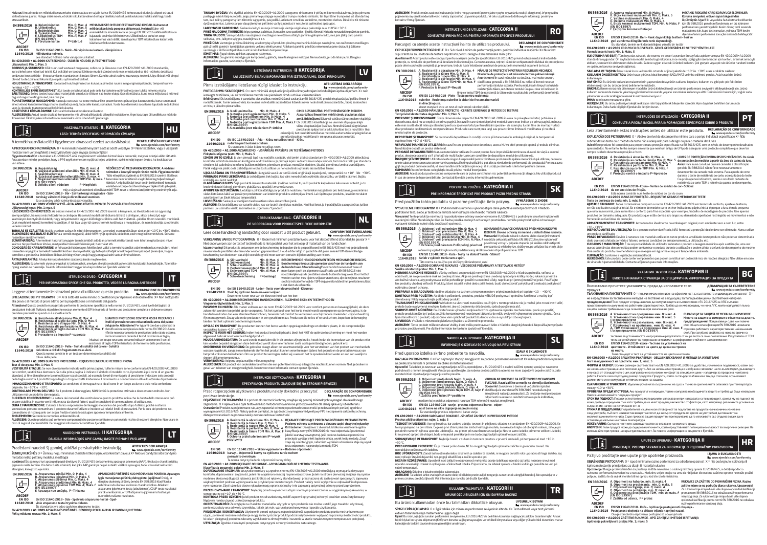**Hoiatus!** Antud toode on mõeldud kasutamiseks olukorras kus on vajalik kaitse EU 2016/425 kehtestatud oludes ja allpool esitatud kaitsetasemes juures. Pidage silmas meeles, et üksiki iskukaitsevahend ei taga täielikku kaitset ja riskiolukorras tuleks alati tegutseda ettevaatlikult.

EN 388:2016 A. Kulumiskindlus Min. 0: Max. 4 MEHAANILISTE OHTUDE EEST KAITSVAD KINDAD. Kaitsetaset
B. Lõikekindlus Min. 0: Max. 5 näidatakse kindla peopesa piirkonnas. Hoiatus! ...
C. Rebimiskindlus Min. 0: Max. 4
D. Torkekindlus Min. 0: Max. 4
E. Lõikekindlus EN ISO 13997 Min. A: Max. F
F. Põrutuse kaitse P=Läbitud

EN ISO 11640:2018 - Nahk - Värvipüsivuse katsed - Värvipüsivus hõõrdumise toimele.

**EN 420:2003 + A1:2009 KAITSEKINDAD - ÜLDISED NÕUDED JA TESTIMEETODID**

Liikuvustest: Min. 1; Max. 5

**SOBIVUS JA SUURUSED:** ...

**HOIUSTAMINE JA TRANSPORT:** ...

**KASUTUSELE EELNE KASUTAMIST:** ...

**KÕRVALDAMINE:** ...

**ALLERGEENID:** ...

## HASZNÁLATI UTASÍTÁS - II. KATEGÓRIA

LÁSD: TERMÉKSPECIFIKUS INFORMÁCIÓK CÍMLAPJA — **HU**

A termék használata előtt figyelmesen olvassa el ezeket az utasításokat. **MEGFELELŐSÉGI NYILATKOZAT** www.ejendals.com/conformity

**A PIKTOGRAMOK MAGYARÁZATA** — 0 = A minimális teljesítményszint alatt az adott veszélyre X= Nem tesztelték, vagy a vizsgálati módszer nem volt megfelelő a kesztyű kivitelére vagy anyagára.

**Figyelmeztetés!** ...

EN 388:2016 A. Kopásállóság Min. 0: Max. 4 VÉDŐKESZTYŰ MECHANIKAI KOCKÁZATOK ELLEN.
B. Vágással szembeni ellenállás Min. 0: Max. 5
C. Szakítószilárdság Min. 0: Max. 4
D. Szúrással szembeni ellenállás Min. 0: Max. 4
E. Vágással szembeni ellenállás TDM Min. A; Max. F (EN ISO13997)
F. Ütődés elleni védelem P=Megfelelt

EN ISO 11640:2018 - Bőr - Színtartósági vizsgálatok - Szín-tartóság váltakozó irányú dörzsöléssel szemben.

**EN 420:2003 + A1:2009 VÉDŐKESZTYŰ - ÁLTALÁNOS KÖVETELMÉNYEK ÉS VIZSGÁLATI MÓDSZEREK**

Ujjügyességi teszt: Min. 1; Max. 5

**ILLESZKEDÉS ÉS MÉRETEZÉS:** ...

**TÁROLÁS ÉS SZÁLLÍTÁS:** ...

**ELLENŐRZÉS HASZNÁLAT ELŐTT:** ...

**ÉLETTARTAM:** ...

**GONDOZÁS ÉS KARBANTARTÁS:** ...

**ÁRTALMATLANÍTÁS:** ...

**ALLERGÉNEK:** ...

## ISTRUZIONI D'USO - CATEGORIA II

PER INFORMAZIONI SPECIFICHE SUL PRODOTTO, VEDERE LA PAGINA ANTERIORE — **IT**

Leggere attentamente le istruzioni prima di utilizzare questo prodotto. **DICHIARAZIONE DI CONFORMITÀ** www.ejendals.com/conformity

**SPIEGAZIONE DEI PITTOGRAMMI** — 0 = Al di sotto del livello minimo di prestazioni per il pericolo individuale dato X= Non sottoposto alla prova o al metodo di prova adatto per la progettazione o il materiale del guanto.

**Attenzione!** ...

EN 388:2016 A. Resistenza all'abrasione Min. 0; Max. 4 GUANTI DI PROTEZIONE CONTRO I RISCHI MECCANICI.
B. Resistenza al taglio da lama Min. 0; Max. 5
C. Resistenza allo strappo Min. 0; Max. 4
D. Resistenza alla perforazione Min. 0; Max. 4
E. Resistenza al taglio da lama TDM Min. A; Max. F (EN ISO13997)
F: Protezione da impatto P=superato

EN ISO 11640:2018 - Pelle - Test di solidità del colore - Solidità del colore a cicli di strofinamento avanti e indietro.

**EN 420:2003 + A1:2009 GUANTI DI PROTEZIONE - REQUISITI GENERALI E METODI DI PROVA**

Test di destrezza: Min. 1; Max. 5

**VESTIBILITÀ E TAGLIE:** ...

**IMMAGAZZINAMENTO E TRASPORTO:** ...

**CONTROLLO PRIMA DELL'USO:** ...

**DURATA DI CONSERVAZIONE:** ...

**CURA E MANUTENZIONE:** ...

**SMALTIMENTO:** ...

**ALLERGENI:** ...

## NAUDOJIMO INSTRUKCIJA - II KATEGORIJA

DAUGIAU INFORMACIJOS APIE GAMINĮ RASITE PIRMAME PUSLAPYJE — **LT**

Pradėdami naudoti šį gaminį, atidžiai perskaitykite instrukciją. **ATITIKTIES DEKLARACIJA** www.ejendals.com/conformity

**ŽENKLŲ REIKŠMĖS** ...

EN 388:2016 A. Atsparumas trinčiai Min. 0; Max. 4 APSAUGINĖS PIRŠTINĖS NUO MECHANINIŲ PAVOJŲ.
B. Atsparumas įpjovimui Min. 0; Max. 5
C. Atsparumas plyšimui Min. 0; Max. 4
D. Atsparumas pradūrimui Min. 0; Max. 4
E. Atsparumas įpjovimui TDM Min. A; Max. F (EN ISO13997)
F. Apsauga nuo smūgių. P=Tinkama

EN ISO 11640:2018 - Oda - Spalvinio atsparumo testai - Spalvinio atsparumas tenyriminio atkiams.

**EN 420:2003 + A1:2009 APSAUGINĖS PIRŠTINĖS. BENDRIEJI REIKALAVIMAI IR BANDYMŲ METODAI**

Pirštų mikliumo testas: Min. 1; Max. 5

**TINKAMI DYDŽIAI:** ...

**LAIKYMAS IR GABENIMAS:** ...

**PRIEŠ NAUDOJIMĄ TIKRINKITE:** ...

**TINKA NAUDOTI:** ...

**PRIEŽIŪRA:** ...

**IŠMETIMAS:** ...

**ALERGENAI:** ...

## LIETOŠANAS INSTRUKCIJA - II KATEGORIJA

LAI UZZINĀTU SĪKĀKU INFORMĀCIJU PAR IZSTRĀDĀJUMU, SKAT. PIRMO LAPU — **LV**

Pirms izstrādājuma lietošanas rūpīgi izlasiet šo instrukciju. **ATBILSTĪBAS DEKLARĀCIJA** www.ejendals.com/conformity

**PIKTOGRAMMU SKAIDROJUMS** ...

EN 388:2016 A. Nodilumizturība Min. 0; Maks. 4 CIMDI AIZSARDZĪBAI PRET MEHĀNISKIEM RISKIEM.
B. Noturība pret iegriezumiem Min. 0; Maks. 5
C. Noturība pret plīsumiem Min. 0; Maks. 4
D. Noturība pret caurdūrumiem Min. 0; Maks. 4
E. Noturība pret iegriezumiem TDM Min. A; Maks. F (EN ISO13997)
F. Aizsardzība pret triecieniem P=Atbilst

EN ISO 11640:2018 – Āda – Krāsu noturības testi – Krāsu noturība pret berzes cikliem.

**EN 420:2003 + A1:2009 AIZSARGCIMDI - VISPĀRĪGĀS PRASĪBAS UN TESTĒŠANAS METODES**

Pirkstu kustīguma tests: Min. 1; Maks. 5

**IZMĒRI UN TO IZVĒLE:** ...

**UZGLABĀŠANA UN TRANSPORTĒŠANA:** ...

**PĀRBAUDE PIRMS LIETOŠANAS:** ...

**GLABĀŠANAS ILGUMS:** ...

**APKOPE UN UZTURĒŠANA:** ...

**LIKVIDĒŠANA:** ...

**ALERGĒNI:** ...

## GEBRUIKSAANWIJZING - CATEGORIE II

ZIE VOORPAGINA VOOR PRODUCTSPECIFIEKE INFORMATIE — **NL**

Lees deze handleiding aandachtig door voordat u dit product gebruikt. **CONFORMITEITSVERKLARING** www.ejendals.com/conformity

**VERKLARING VAN DE PICTOGRAMMEN** — 0 = Onder het minimum prestatieniveau voor het desbetreffende afzonderlijke gevaar X = Niet onderworpen aan de test of testmethode is niet geschikt voor het ontwerp of materiaal van de handschoen

**Waarschuwing!** ...

EN 388:2016 A. Slijtvastheid Min. 0; Max. 4 BESCHERMENDE HANDSCHOENEN TEGEN MECHANISCHE RISICO'S.
B. Snijweerstand Min. 0; Max. 5
C. Scheurvastheid Min. 0; Max. 4
D. Perforatieweerstand Min. 0; Max. 4
E. Snijweerstand TDM Min. A; Max. F (EN ISO13997)
F. Schokbescherming P=Geslaagd

EN ISO 11640:2018 - Leder - Tests voor kleurvastheid - Kleurvastheid bij cycli van heen-en-weer wrijven.

**EN 420:2003 + A1:2009 BESCHERMENDE HANDSCHOENEN - ALGEMENE EISEN EN TESTMETHODEN**

Vingervaardigheidstest: Min. 1; Max. 5

**PASVORM EN MATEN:** ...

**OPSLAG EN TRANSPORT:** ...

**INSPECTIE VOOR HET GEBRUIK:** ...

**HOUDBAARHEIDSDATUM:** ...

**ONDERHOUD EN VERZORGING:** ...

**VERWIJDERING:** ...

**ALLERGENEN:** ...

## INSTRUKCJA UŻYTKOWANIA - KATEGORIA II

SPECYFIKACJA PRODUKTU ZNAJDUJE SIĘ NA STRONIE PIERWSZEJ — **PL**

Przed rozpoczęciem użytkowania produktu należy dokładnie przeczytać poniższe instrukcje. **DEKLARACJA ZGODNOŚCI** www.ejendals.com/conformity

**OBJAŚNIENIE PIKTOGRAMÓW** ...

EN 388:2016 A. Odporność na ścieranie Min. 0; Maks. 4 RĘKAWICE CHRONIĄCE PRZED ZAGROŻENIAMI MECHANICZNYMI.
B. Odporność na przecięcie Min. 0; Maks. 5
C. Odporność na rozdzieranie Min. 0; Maks. 4
D. Odporność na przekłucie Min. 0; Maks. 4
E. Odporność na przecięcie TDM Min. A; Maks. F (EN ISO13997)
F. Ochrona przed uderzeniami P=wynik pozytywny

EN ISO 11640:2018 — Skóra wyprawiona — Badanie odporności barwy — Odporność barwy na cykliczne tarcie ruchem posuwisto-zwrotnym.

**EN 420:2003 + A1:2009 RĘKAWICE OCHRONNE - WYMAGANIA OGÓLNE I METODY TESTOWANIA**

Klasyfikacja zręczności palców: Min. 1; Maks. 5

**DOPASOWANIE I ROZMIAR:** ...

**PRZECHOWYWANIE I TRANSPORT:** ...

**KONTROLA PRZED UŻYCIEM:** ...

**OKRES TRWAŁOŚCI:** ...

**PIELĘGNACJA I KONSERWACJA:** ...

**UTYLIZACJA:** ...

**ALERGENY:** ...

## INSTRUCȚIUNI DE UTILIZARE - CATEGORIA II

CONSULTAȚI PRIMA PAGINĂ PENTRU INFORMAȚII SPECIFICE PRODUSULUI — **RO**

Parcurgeți cu atenție aceste instrucțiuni înainte de utilizarea produsului. **DECLARAȚIE DE CONFORMITATE** www.ejendals.com/conformity

**EXPLICAȚII PRIVIND PICTOGRAMELE** ...

EN 388:2016 A. Rezistență la abraziune Min. 0; Max. 4 MĂNUȘI DE PROTECȚIE ÎMPOTRIVA RISCURILOR MECANICE.
B. Rezistență la tăiere Min. 0; Max. 5
C. Rezistență la rupere Min. 0; Max. 4
D. Rezistență la perforare Min. 0; Max. 4
E. Rezistență la tăiere TDM Min. A; Max. F (EN ISO13997)
F. Protecție la impact P=Reușit

EN ISO 11640:2018 - Piele - Teste pentru rezistența culorilor - Rezistența culorilor la ciclurile de frecare alternativă în direcții opuse.

**EN 420:2003 + A1:2009 MĂNUȘI DE PROTECȚIE - CERINȚE GENERALE ȘI METODE DE TESTARE**

Test privind dexteritatea degetelor: Min. 1; Max. 5

**POTRIVIRE ȘI DIMENSIUNARE:** ...

**DEPOZITARE ȘI TRANSPORT:** ...

**VERIFICARE ÎNAINTE DE UTILIZARE:** ...

**PERIOADA DE VALABILITATE:** ...

**ÎNGRIJIRE ȘI ÎNTREȚINERE:** ...

**ELIMINARE:** ...

**ALERGENI:** ...

## NÁVOD NA POUŽITIE - KATEGÓRIA II

PRE INFORMÁCIE ŠPECIFICKÉ PRE PRODUKT POZRI PREDNÚ STRANU — **SK**

Pred použitím tohto produktu si pozorne prečítajte tieto pokyny. **VYHLÁSENIE O ZHODE** www.ejendals.com/conformity

**VYSVETLENIE PIKTOGRAMOV** ...

EN 388:2016 A. Odolnosť voči oderu Min. 0; Max. 4 OCHRANNÉ RUKAVICE CHRÁNIACE PRED MECHANICKÝMI RIZIKAMI.
B. Odolnosť voči prerezaniu Min. 0; Max. 5
C. Odolnosť voči roztrhnutiu Min. 0; Max. 4
D. Odolnosť voči prepichnutiu Min. 0; Max. 4
E. Odolnosť voči prerezaniu TDM Min. A; Max. F (EN ISO13997)
F. Ochrana pred nárazom P=Úspešný preverený

EN ISO 11640:2018 - Koža - Testy na stálosť farieb - Stálosť farieb v cykloch trenia tam a späť.

**EN 420:2003 + A1:2009 OCHRANNÉ RUKAVICE - VŠEOBECNÉ POŽIADAVKY A TESTOVACIE METÓDY**

Skúška obratnosti prstov: Min. 1; Max. 5

**MERANIE A URČENIE VEĽKOSTI:** ...

**SKLADOVANIE A PREPRAVA:** ...

**KONTROLA PRED POUŽITÍM:** ...

**TRVANLIVOSŤ PRI SKLADOVANÍ:** ...

**STAROSTLIVOSŤ A ÚDRŽBA:** ...

**LIKVIDÁCIA:** ...

**ALERGÉNY:** ...

## NAVODILA ZA UPORABO - KATEGORIJA II

INFORMACIJE O IZDELKU SO NA VOLJO NA PRVI STRANI — **SL**

Pred uporabo izdelka skrbno preberite ta navodila. **IZJAVA O SKLADNOSTI** www.ejendals.com/conformity

**RAZLAGA PIKTOGRAMOV** ...

EN 388:2016 A. Odpornost proti obrabi Najm. 0; Najv. 4 VAROVALNE ROKAVICE ZA ZAŠČITO PRED MEHANSKIMI TVEGANJI.
B. Odpornost proti urezninam Najm. 0; Najv. 5
C. Odpornost proti trganju Najm. 0; Najv. 4
D. Odpornost proti prebadanju Najm. 0; Najv. 4
E. Odpornost proti urezninam TDM Najm. A; Najv. F (EN ISO13997)
F. Zaščita pred udarci P=pozitivno

EN ISO 11640:2018 - Usnje - Preskus odpornosti barve - Odpornost barve na cikle drgnjenja naprej in nazaj.

**EN 420:2003 + A1:2009 VAROVALNE ROKAVICE - SPLOŠNE ZAHTEVE IN PRESKUSNE METODE**

Preskus gibljivosti prstov: Najm. 1; Najv. 5

**PRILEGANJE IN VELIKOST:** ...

**SHRANJEVANJE IN TRANSPORT:** ...

**PREGLED PRED UPORABO:** ...

**ROK UPORABNOSTI:** ...

**NEGA IN VZDRŽEVANJE:** ...

**ODLAGANJE:** ...

**ALERGENI:** ...

## KULLANIM TALİMATLARI - KATEGORİ II

ÜRÜNE ÖZGÜ BİLGİLER İÇİN ÖN SAYFAYA BAKINIZ — **TR**

Bu ürünü kullanmadan önce bu talimatları dikkatlice okuyun. **UYGUNLUK BEYANI** www.ejendals.com/conformity

**SİMGELERİN AÇIKLAMASI** ...

EN 388:2016 A. Aşınma mukavemeti Min. 0; Maks. 4 MEKANİK RİSKLERE KARŞI KORUYUCU ELDİVENLER.
B. Bıçak kesmesi mukavemeti Min. 0; Maks. 5
C. Yırtılma mukavemeti Min. 0; Maks. 4
D. Delinme mukavemeti Min. 0; Maks. 4
E. Bıçak kesmesi mukavemeti TDM Min. A; Maks. F (EN ISO13997)
F. Çarpışma Koruması P=Geçer

EN ISO 11640:2018 - Deri - Renk dayanıklılığı testleri - İleri ve geri aşındırma döngülerine renk dayanıklılığı.

**EN 420:2003 + A1:2009 KORUYUCU ELDİVENLER - GENEL GEREKSİNİMLER VE TEST YÖNTEMLERİ**

Parmak becerisi testi: Min. 1; Maks. 5

**ELE OTURMA VE EBAT:** ...

**SAKLAMA VE TAŞIMA:** ...

**KULLANIM ÖNCESİ KONTROL:** ...

**RAF ÖMRÜ:** ...

**BAKIM:** ...

**İMHA:** ...

**ALERJENLER:** ...

## INSTRUÇÕES DE UTILIZAÇÃO - CATEGORIA II

CONSULTE A PÁGINA INICIAL PARA INFORMAÇÕES ESPECÍFICAS SOBRE O PRODUTO — **PT**

Leia atentamente estas instruções antes de utilizar este produto. **DECLARAÇÃO DE CONFORMIDADE** www.ejendals.com/conformity

**EXPLICAÇÃO DOS PICTOGRAMAS** ...

EN 388:2016 A. Resistência à abrasão Min. 0; Máx. 4 LUVAS DE PROTEÇÃO CONTRA RISCOS MECÂNICOS.
B. Resistência ao corte da lâmina Min. 0; Máx. 5
C. Resistência ao rasgamento Min. 0; Máx. 4
D. Resistência à perfuração Min. 0; Máx. 4
E. Resistência ao corte TDM Min. A; Máx. F (EN ISO13997)
F. Proteção contra o impacto P=Aprovado

EN ISO 11640:2018 - Couro - Testes de solidez da cor - Solidez da cor em ciclos de fricção.

**EN 420:2003 + A1:2009 LUVAS DE PROTEÇÃO - REQUISITOS GERAIS E MÉTODOS DE TESTE**

Teste de destreza de dedo: mín. 1; máx. 5

**AJUSTE E TAMANHO:** ...

**ARMAZENAMENTO E TRANSPORTE:** ...

**INSPEÇÃO ANTES DA UTILIZAÇÃO:** ...

**PRAZO DE VALIDADE:** ...

**CUIDADOS E MANUTENÇÃO:** ...

**ELIMINAÇÃO:** ...

**ALERGÉNIOS:** ...

## УКАЗАНИЯ ЗА УПОТРЕБА - КАТЕГОРИЯ II

ВИЖТЕ НАЧАЛНАТА СТРАНИЦА ЗА СПЕЦИФИЧНА ИНФОРМАЦИЯ ЗА ПРОДУКТА — **BG**

Внимателно прочетете указанията, преди да използвате този продукт. **ДЕКЛАРАЦИЯ ЗА СЪОТВЕТСТВИЕ** www.ejendals.com/conformity

**ТЪЛКУВАНЕ НА ПИКТОГРАМИТЕ** ...

EN 388:2016 A. Устойчивост на протриване мин. 0; макс. 4 РЪКАВИЦИ ЗА ЗАЩИТА ОТ МЕХАНИЧНИ РИСКОВЕ.
B. Устойчивост на прорязване мин. 0; макс. 5
C. Устойчивост на разкъсване, мин. 0; макс. 4
D. Устойчивост на пробиване, мин. 0; макс. 4
E. Устойчивост на прорязване TDM мин. A; макс. F (EN ISO13997)
F. Защита от удар P=Успешно

EN ISO 11640:2018 - Кожа - тестове за устойчивост на цветовете - Устойчивост на цвета до цикли на триене на място.

**EN 420:2003 + A1:2009 ЗАЩИТНИ РЪКАВИЦИ - ОБЩИ ИЗИСКВАНИЯ И МЕТОДИ ЗА ИЗПИТВАНЕ**

Тест за подвижност на пръстите: мин. 1; макс. 5

**ФОРМА И РАЗМЕРИ:** ...

**СЪХРАНЕНИЕ И ТРАНСПОРТ:** ...

**ПРОВЕРКА ПРЕДИ УПОТРЕБА:** ...

**СРОК НА ГОДНОСТ:** ...

**ГРИЖА И ПОДДРЪЖКА:** ...

**ИЗХВЪРЛЯНЕ:** ...

**АЛЕРГЕНИ:** ...

## UPUTE ZA UPORABU - KATEGORIJA II

POGLEDAJTE PREDNJU STRANICU ZA INFORMACIJE O POJEDINAČNIM PROIZVODIMA — **HR**

Pažljivo pročitajte ove upute prije upotrebe proizvoda. **IZJAVA O SUKLADNOSTI** www.ejendals.com/conformity

**OBJAŠNJENJE PIKTOGRAMA** ...

EN 388:2016 A. Otpornost na habanje, min. 0; maks. 4 RUKAVICE ZA ZAŠTITU OD MEHANIČKIH RIZIKA.
B. Otpornost na presijecanje, min. 0; maks. 5
C. Otpornost na trganje, min. 0; maks. 4
D. Otpornost na probijanje, min. 0; maks. 4
E. Otpornost na presijecanje TDM, min. A; maks. F (EN ISO 13997)
F. Zaštita od udara, P= prolaz

EN ISO 11640:2018 Koža - Ispitivanje postojanosti obojenja - Postojanost obojenja na ciklusе trljanja naprijed-nazad.

**EN 420:2003 + A1:2009 ZAŠTITNE RUKAVICE - OPĆI ZAHTJEVI I METODE ISPITIVANJA**

Ispitivanje pokretljivosti prstiju: Min. 1; maks. 5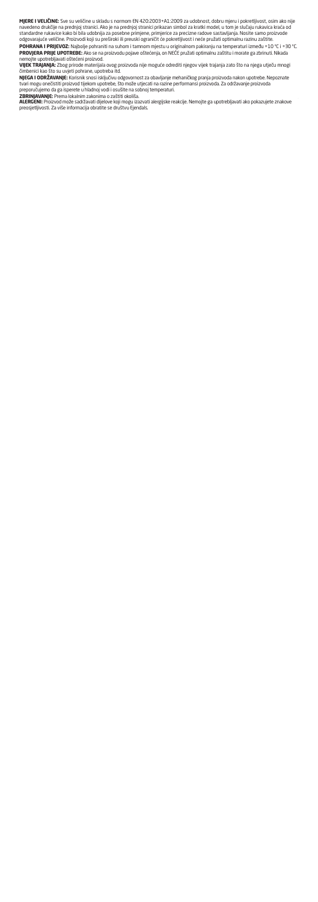**MJERE I VELIČINE:** Sve su veličine u skladu s normom EN 420:2003+A1:2009 za udobnost, dobru mjeru i pokretljivost, osim ako nije navedeno drukčije na prednjoj stranici. Ako je na prednjoj stranici prikazan simbol za kratki model, u tom je slučaju rukavica kraća od standardne rukavice kako bi bila udobnija za posebne primjene, primjerice za precizne radove sastavljanja. Nosite samo proizvode odgovarajuće veličine. Proizvodi koji su preširoki ili preuski ograničit će pokretljivost i neće pružati optimalnu razinu zaštite.

**POHRANA I PRIJEVOZ:** Najbolje pohraniti na suhom i tamnom mjestu u originalnom pakiranju na temperaturi između +10 °C i +30 °C.

**PROVJERA PRIJE UPOTREBE:** Ako se na proizvodu pojave oštećenja, on NEĆE pružati optimalnu zaštitu i morate ga zbrinuti. Nikada nemojte upotrebljavati oštećeni proizvod.

**VIJEK TRAJANJA:** Zbog prirode materijala ovog proizvoda nije moguće odrediti njegov vijek trajanja zato što na njega utječu mnogi čimbenici kao što su uvjeti pohrane, upotreba itd.

**NJEGA I ODRŽAVANJE:** Korisnik snosi isključivu odgovornost za obavljanje mehaničkog pranja proizvoda nakon upotrebe. Nepoznate tvari mogu onečistiti proizvod tijekom upotrebe, što može utjecati na razine performansi proizvoda. Za održavanje proizvoda preporučujemo da ga isperete u hladnoj vodi i osušite na sobnoj temperaturi.

**ZBRINJAVANJE:** Prema lokalnim zakonima o zaštiti okoliša.

**ALERGENI:** Proizvod može sadržavati dijelove koji mogu izazvati alergijske reakcije. Nemojte ga upotrebljavati ako pokazujete znakove preosjetljivosti. Za više informacija obratite se društvu Ejendals.